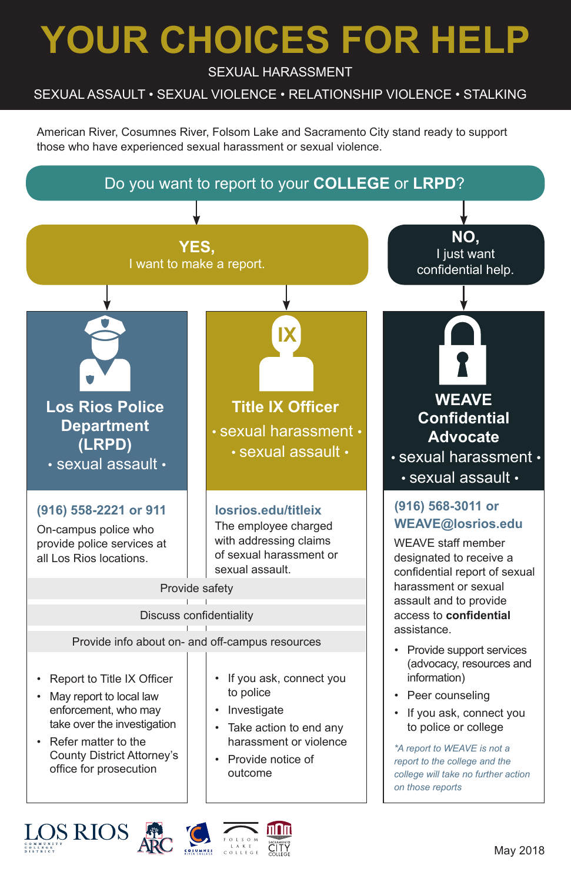# YOUR CHOICES FOR HELP

SEXUAL HARASSMENT

SEXUAL ASSAULT • SEXUAL VIOLENCE • RELATIONSHIP VIOLENCE • STALKING

American River, Cosumnes River, Folsom Lake and Sacramento City stand ready to support those who have experienced sexual harassment or sexual violence.

## Do you want to report to your **COLLEGE** or **LRPD**?

### **YES,** I want to make a report.

#### Los Rios Police Department (LRPD)

• sexual assault •

**(916) 558-2221 or 911**

On-campus police who provide police services at all Los Rios locations.

#### Title IX Officer

• sexual harassment • • sexual assault •

**losrios.edu/titleix**

The employee charged with addressing claims of sexual harassment or sexual assault.

**Both LRPD and the Title IX Officer:**

- Provide safety
- Discuss confidentiality
- Provide info about on- and off-campus resources

**LRPD:**

- Report to Title IX Officer
- May report to local law enforcement, who may take over the investigation
- Refer matter to the County District Attorney's office for prosecution

**Title IX Officer:**

- If you ask, connect you to police
- Investigate
- Take action to end any harassment or violence
- Provide notice of outcome

### **NO,** I just want confidential help.

#### WEAVE Confidential Advocate

• sexual harassment • • sexual assault •

**(916) 568-3011 or WEAVE@losrios.edu**

WEAVE staff member designated to receive a confidential report of sexual harassment or sexual assault and to provide access to **confidential** assistance.

- Provide support services (advocacy, resources and information)
- Peer counseling
- If you ask, connect you to police or college

*\*A report to WEAVE is not a report to the college and the college will take no further action on those reports*

LOS RIOS COMMUNITY COLLEGE DISTRICT • ARC • COSUMNES RIVER COLLEGE • FOLSOM LAKE COLLEGE • SACRAMENTO CITY COLLEGE

May 2018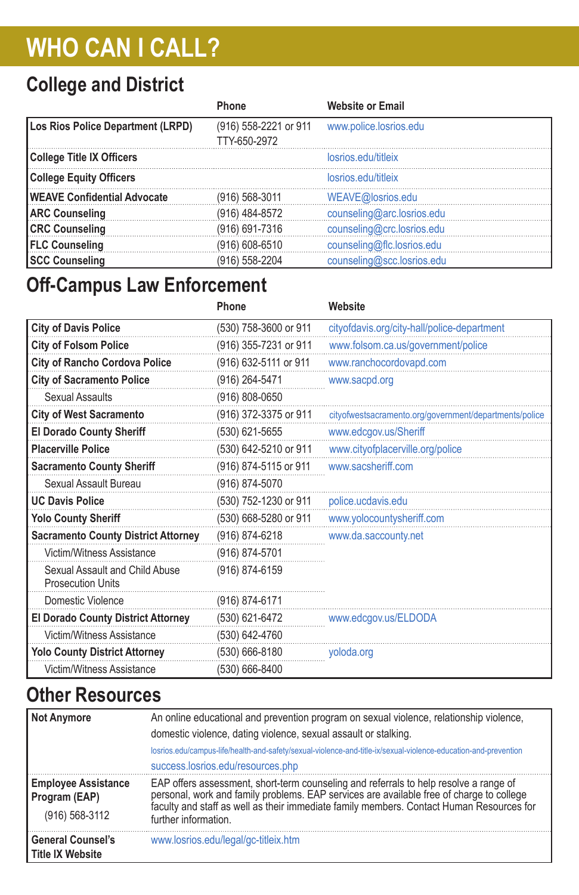# WHO CAN I CALL?

## College and District

| | Phone | Website or Email |
|---|---|---|
| **Los Rios Police Department (LRPD)** | (916) 558-2221 or 911<br>TTY-650-2972 | www.police.losrios.edu |
| **College Title IX Officers** | | losrios.edu/titleix |
| **College Equity Officers** | | losrios.edu/titleix |
| **WEAVE Confidential Advocate** | (916) 568-3011 | WEAVE@losrios.edu |
| **ARC Counseling** | (916) 484-8572 | counseling@arc.losrios.edu |
| **CRC Counseling** | (916) 691-7316 | counseling@crc.losrios.edu |
| **FLC Counseling** | (916) 608-6510 | counseling@flc.losrios.edu |
| **SCC Counseling** | (916) 558-2204 | counseling@scc.losrios.edu |

## Off-Campus Law Enforcement

| | Phone | Website |
|---|---|---|
| **City of Davis Police** | (530) 758-3600 or 911 | cityofdavis.org/city-hall/police-department |
| **City of Folsom Police** | (916) 355-7231 or 911 | www.folsom.ca.us/government/police |
| **City of Rancho Cordova Police** | (916) 632-5111 or 911 | www.ranchocordovapd.com |
| **City of Sacramento Police** | (916) 264-5471 | www.sacpd.org |
| Sexual Assaults | (916) 808-0650 | |
| **City of West Sacramento** | (916) 372-3375 or 911 | cityofwestsacramento.org/government/departments/police |
| **El Dorado County Sheriff** | (530) 621-5655 | www.edcgov.us/Sheriff |
| **Placerville Police** | (530) 642-5210 or 911 | www.cityofplacerville.org/police |
| **Sacramento County Sheriff** | (916) 874-5115 or 911 | www.sacsheriff.com |
| Sexual Assault Bureau | (916) 874-5070 | |
| **UC Davis Police** | (530) 752-1230 or 911 | police.ucdavis.edu |
| **Yolo County Sheriff** | (530) 668-5280 or 911 | www.yolocountysheriff.com |
| **Sacramento County District Attorney** | (916) 874-6218 | www.da.saccounty.net |
| Victim/Witness Assistance | (916) 874-5701 | |
| Sexual Assault and Child Abuse Prosecution Units | (916) 874-6159 | |
| Domestic Violence | (916) 874-6171 | |
| **El Dorado County District Attorney** | (530) 621-6472 | www.edcgov.us/ELDODA |
| Victim/Witness Assistance | (530) 642-4760 | |
| **Yolo County District Attorney** | (530) 666-8180 | yoloda.org |
| Victim/Witness Assistance | (530) 666-8400 | |

## Other Resources

| | |
|---|---|
| **Not Anymore** | An online educational and prevention program on sexual violence, relationship violence, domestic violence, dating violence, sexual assault or stalking.<br>losrios.edu/campus-life/health-and-safety/sexual-violence-and-title-ix/sexual-violence-education-and-prevention<br>success.losrios.edu/resources.php |
| **Employee Assistance Program (EAP)**<br>(916) 568-3112 | EAP offers assessment, short-term counseling and referrals to help resolve a range of personal, work and family problems. EAP services are available free of charge to college faculty and staff as well as their immediate family members. Contact Human Resources for further information. |
| **General Counsel's Title IX Website** | www.losrios.edu/legal/gc-titleix.htm |